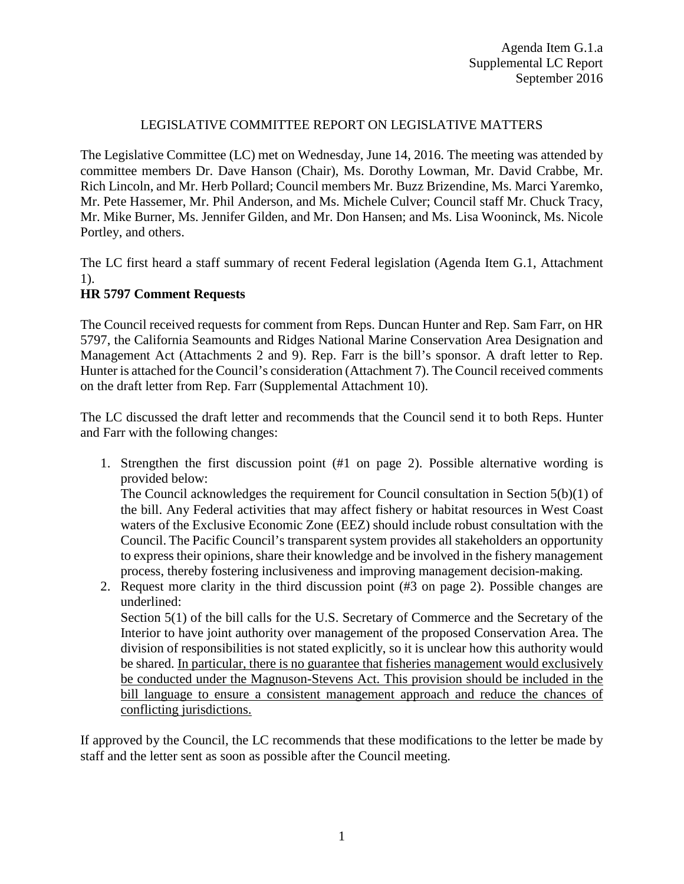Agenda Item G.1.a
Supplemental LC Report
September 2016

# LEGISLATIVE COMMITTEE REPORT ON LEGISLATIVE MATTERS

The Legislative Committee (LC) met on Wednesday, June 14, 2016. The meeting was attended by committee members Dr. Dave Hanson (Chair), Ms. Dorothy Lowman, Mr. David Crabbe, Mr. Rich Lincoln, and Mr. Herb Pollard; Council members Mr. Buzz Brizendine, Ms. Marci Yaremko, Mr. Pete Hassemer, Mr. Phil Anderson, and Ms. Michele Culver; Council staff Mr. Chuck Tracy, Mr. Mike Burner, Ms. Jennifer Gilden, and Mr. Don Hansen; and Ms. Lisa Wooninck, Ms. Nicole Portley, and others.

The LC first heard a staff summary of recent Federal legislation (Agenda Item G.1, Attachment 1).

**HR 5797 Comment Requests**

The Council received requests for comment from Reps. Duncan Hunter and Rep. Sam Farr, on HR 5797, the California Seamounts and Ridges National Marine Conservation Area Designation and Management Act (Attachments 2 and 9). Rep. Farr is the bill's sponsor. A draft letter to Rep. Hunter is attached for the Council's consideration (Attachment 7). The Council received comments on the draft letter from Rep. Farr (Supplemental Attachment 10).

The LC discussed the draft letter and recommends that the Council send it to both Reps. Hunter and Farr with the following changes:

1. Strengthen the first discussion point (#1 on page 2). Possible alternative wording is provided below:
   The Council acknowledges the requirement for Council consultation in Section 5(b)(1) of the bill. Any Federal activities that may affect fishery or habitat resources in West Coast waters of the Exclusive Economic Zone (EEZ) should include robust consultation with the Council. The Pacific Council's transparent system provides all stakeholders an opportunity to express their opinions, share their knowledge and be involved in the fishery management process, thereby fostering inclusiveness and improving management decision-making.
2. Request more clarity in the third discussion point (#3 on page 2). Possible changes are underlined:
   Section 5(1) of the bill calls for the U.S. Secretary of Commerce and the Secretary of the Interior to have joint authority over management of the proposed Conservation Area. The division of responsibilities is not stated explicitly, so it is unclear how this authority would be shared. <u>In particular, there is no guarantee that fisheries management would exclusively be conducted under the Magnuson-Stevens Act. This provision should be included in the bill language to ensure a consistent management approach and reduce the chances of conflicting jurisdictions.</u>

If approved by the Council, the LC recommends that these modifications to the letter be made by staff and the letter sent as soon as possible after the Council meeting.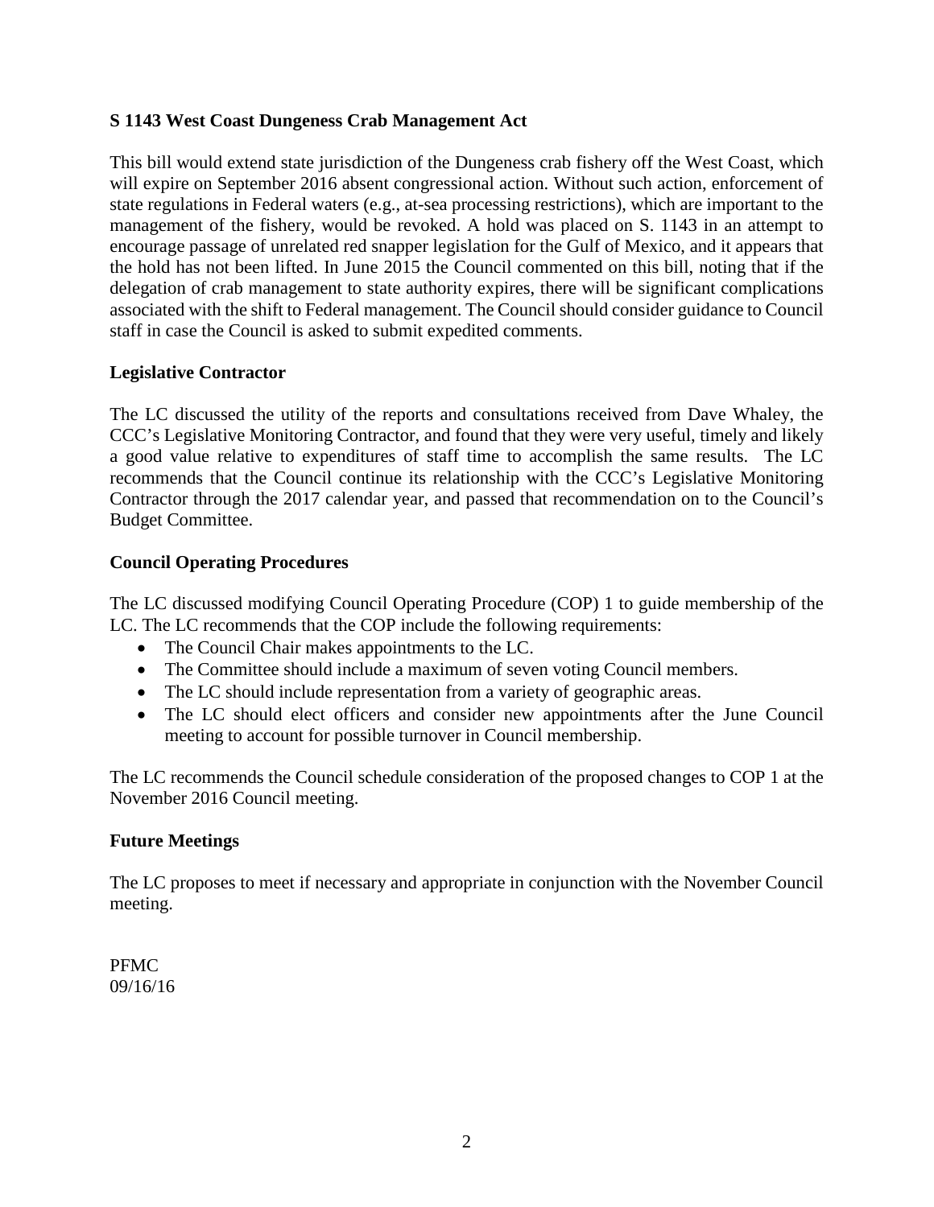**S 1143 West Coast Dungeness Crab Management Act**

This bill would extend state jurisdiction of the Dungeness crab fishery off the West Coast, which will expire on September 2016 absent congressional action. Without such action, enforcement of state regulations in Federal waters (e.g., at-sea processing restrictions), which are important to the management of the fishery, would be revoked. A hold was placed on S. 1143 in an attempt to encourage passage of unrelated red snapper legislation for the Gulf of Mexico, and it appears that the hold has not been lifted. In June 2015 the Council commented on this bill, noting that if the delegation of crab management to state authority expires, there will be significant complications associated with the shift to Federal management. The Council should consider guidance to Council staff in case the Council is asked to submit expedited comments.

**Legislative Contractor**

The LC discussed the utility of the reports and consultations received from Dave Whaley, the CCC's Legislative Monitoring Contractor, and found that they were very useful, timely and likely a good value relative to expenditures of staff time to accomplish the same results. The LC recommends that the Council continue its relationship with the CCC's Legislative Monitoring Contractor through the 2017 calendar year, and passed that recommendation on to the Council's Budget Committee.

**Council Operating Procedures**

The LC discussed modifying Council Operating Procedure (COP) 1 to guide membership of the LC. The LC recommends that the COP include the following requirements:

- The Council Chair makes appointments to the LC.
- The Committee should include a maximum of seven voting Council members.
- The LC should include representation from a variety of geographic areas.
- The LC should elect officers and consider new appointments after the June Council meeting to account for possible turnover in Council membership.

The LC recommends the Council schedule consideration of the proposed changes to COP 1 at the November 2016 Council meeting.

**Future Meetings**

The LC proposes to meet if necessary and appropriate in conjunction with the November Council meeting.

PFMC
09/16/16